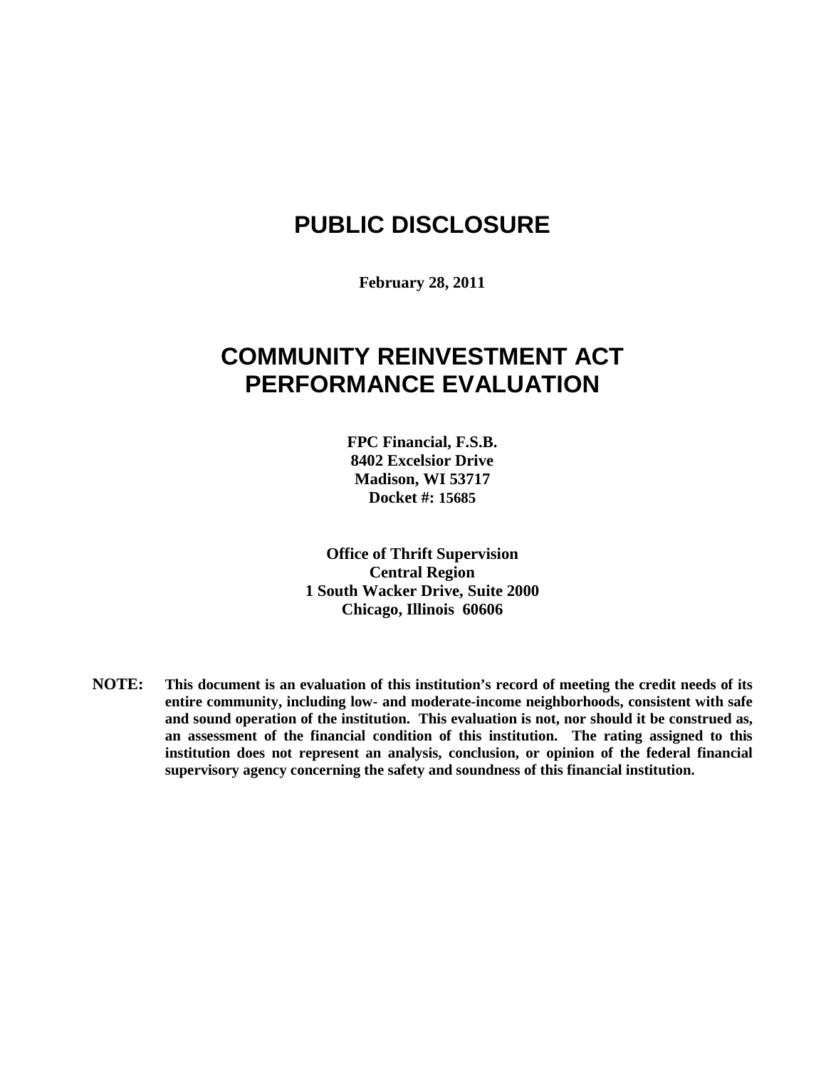# PUBLIC DISCLOSURE

**February 28, 2011**

# COMMUNITY REINVESTMENT ACT PERFORMANCE EVALUATION

**FPC Financial, F.S.B.**
**8402 Excelsior Drive**
**Madison, WI 53717**
**Docket #: 15685**

**Office of Thrift Supervision**
**Central Region**
**1 South Wacker Drive, Suite 2000**
**Chicago, Illinois 60606**

**NOTE:** **This document is an evaluation of this institution's record of meeting the credit needs of its entire community, including low- and moderate-income neighborhoods, consistent with safe and sound operation of the institution. This evaluation is not, nor should it be construed as, an assessment of the financial condition of this institution. The rating assigned to this institution does not represent an analysis, conclusion, or opinion of the federal financial supervisory agency concerning the safety and soundness of this financial institution.**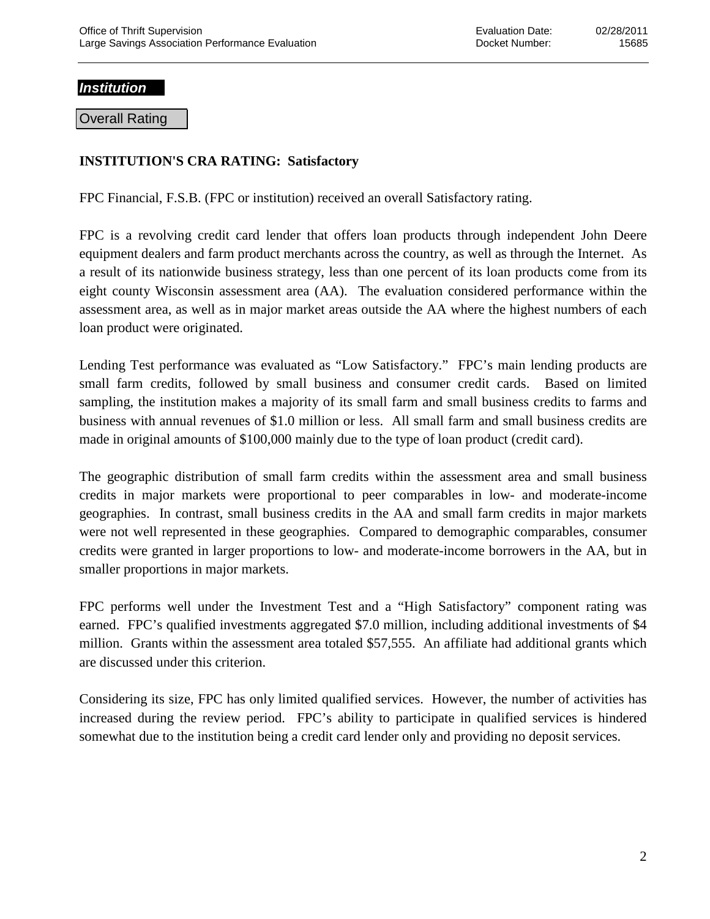## *Institution*

### Overall Rating

**INSTITUTION'S CRA RATING: Satisfactory**

FPC Financial, F.S.B. (FPC or institution) received an overall Satisfactory rating.

FPC is a revolving credit card lender that offers loan products through independent John Deere equipment dealers and farm product merchants across the country, as well as through the Internet. As a result of its nationwide business strategy, less than one percent of its loan products come from its eight county Wisconsin assessment area (AA). The evaluation considered performance within the assessment area, as well as in major market areas outside the AA where the highest numbers of each loan product were originated.

Lending Test performance was evaluated as "Low Satisfactory." FPC's main lending products are small farm credits, followed by small business and consumer credit cards. Based on limited sampling, the institution makes a majority of its small farm and small business credits to farms and business with annual revenues of $1.0 million or less. All small farm and small business credits are made in original amounts of $100,000 mainly due to the type of loan product (credit card).

The geographic distribution of small farm credits within the assessment area and small business credits in major markets were proportional to peer comparables in low- and moderate-income geographies. In contrast, small business credits in the AA and small farm credits in major markets were not well represented in these geographies. Compared to demographic comparables, consumer credits were granted in larger proportions to low- and moderate-income borrowers in the AA, but in smaller proportions in major markets.

FPC performs well under the Investment Test and a "High Satisfactory" component rating was earned. FPC's qualified investments aggregated $7.0 million, including additional investments of $4 million. Grants within the assessment area totaled $57,555. An affiliate had additional grants which are discussed under this criterion.

Considering its size, FPC has only limited qualified services. However, the number of activities has increased during the review period. FPC's ability to participate in qualified services is hindered somewhat due to the institution being a credit card lender only and providing no deposit services.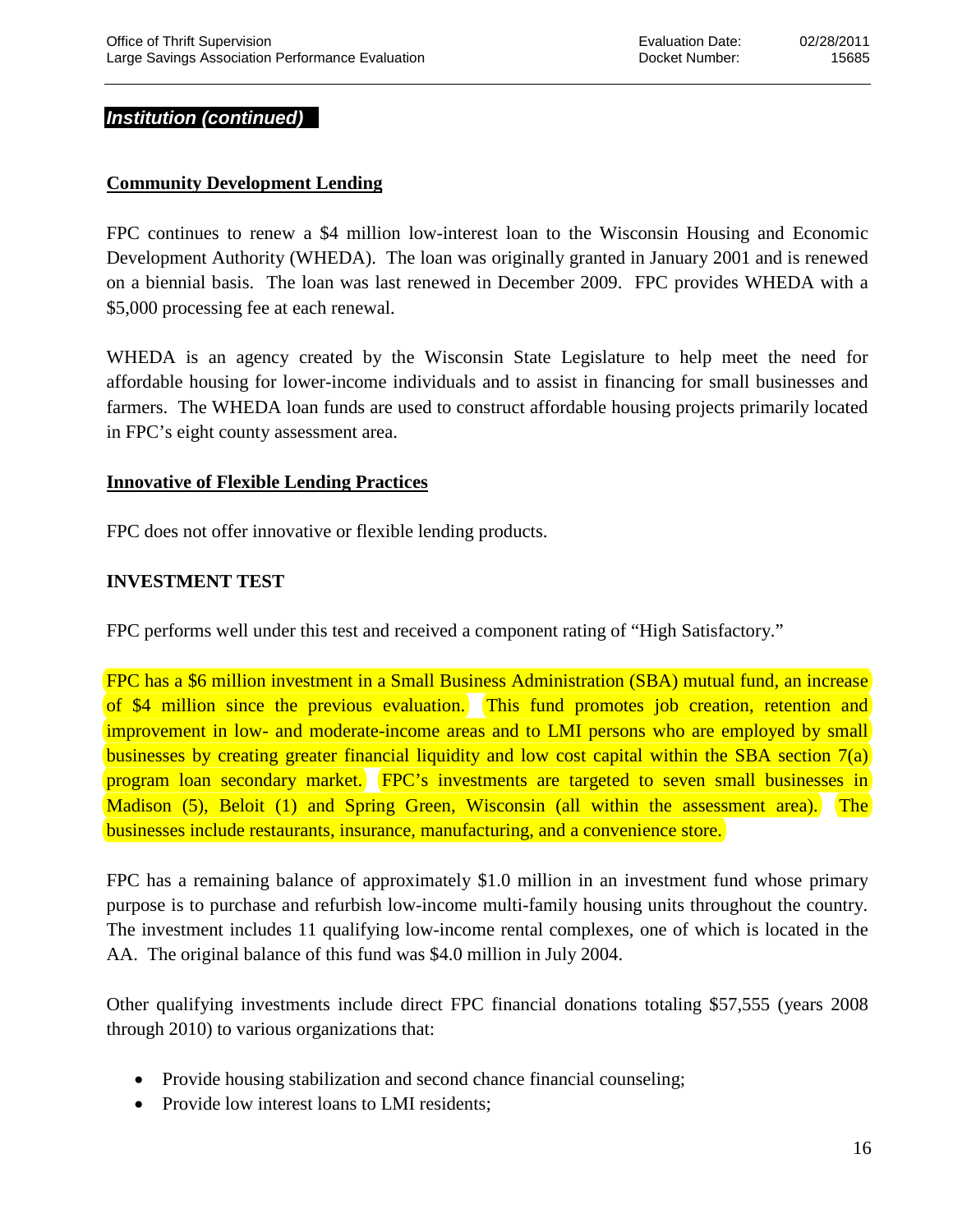***Institution (continued)***

**Community Development Lending**

FPC continues to renew a $4 million low-interest loan to the Wisconsin Housing and Economic Development Authority (WHEDA). The loan was originally granted in January 2001 and is renewed on a biennial basis. The loan was last renewed in December 2009. FPC provides WHEDA with a $5,000 processing fee at each renewal.

WHEDA is an agency created by the Wisconsin State Legislature to help meet the need for affordable housing for lower-income individuals and to assist in financing for small businesses and farmers. The WHEDA loan funds are used to construct affordable housing projects primarily located in FPC's eight county assessment area.

**Innovative of Flexible Lending Practices**

FPC does not offer innovative or flexible lending products.

**INVESTMENT TEST**

FPC performs well under this test and received a component rating of "High Satisfactory."

FPC has a $6 million investment in a Small Business Administration (SBA) mutual fund, an increase of $4 million since the previous evaluation. This fund promotes job creation, retention and improvement in low- and moderate-income areas and to LMI persons who are employed by small businesses by creating greater financial liquidity and low cost capital within the SBA section 7(a) program loan secondary market. FPC's investments are targeted to seven small businesses in Madison (5), Beloit (1) and Spring Green, Wisconsin (all within the assessment area). The businesses include restaurants, insurance, manufacturing, and a convenience store.

FPC has a remaining balance of approximately $1.0 million in an investment fund whose primary purpose is to purchase and refurbish low-income multi-family housing units throughout the country. The investment includes 11 qualifying low-income rental complexes, one of which is located in the AA. The original balance of this fund was $4.0 million in July 2004.

Other qualifying investments include direct FPC financial donations totaling $57,555 (years 2008 through 2010) to various organizations that:

- Provide housing stabilization and second chance financial counseling;
- Provide low interest loans to LMI residents;